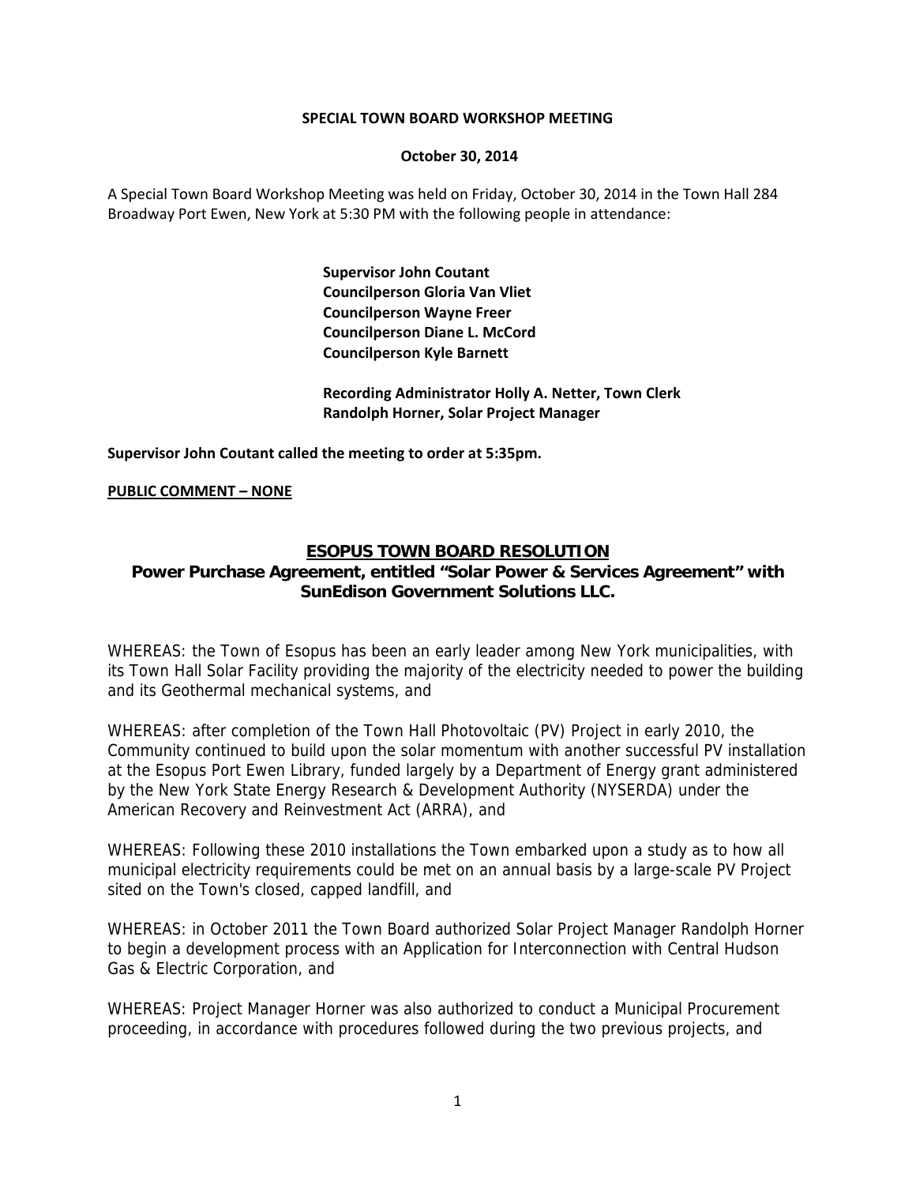**SPECIAL TOWN BOARD WORKSHOP MEETING**

**October 30, 2014**

A Special Town Board Workshop Meeting was held on Friday, October 30, 2014 in the Town Hall 284 Broadway Port Ewen, New York at 5:30 PM with the following people in attendance:

**Supervisor John Coutant**
**Councilperson Gloria Van Vliet**
**Councilperson Wayne Freer**
**Councilperson Diane L. McCord**
**Councilperson Kyle Barnett**

**Recording Administrator Holly A. Netter, Town Clerk**
**Randolph Horner, Solar Project Manager**

**Supervisor John Coutant called the meeting to order at 5:35pm.**

**PUBLIC COMMENT – NONE**

## ESOPUS TOWN BOARD RESOLUTION

### Power Purchase Agreement, entitled "Solar Power & Services Agreement" with SunEdison Government Solutions LLC.

WHEREAS: the Town of Esopus has been an early leader among New York municipalities, with its Town Hall Solar Facility providing the majority of the electricity needed to power the building and its Geothermal mechanical systems, and

WHEREAS: after completion of the Town Hall Photovoltaic (PV) Project in early 2010, the Community continued to build upon the solar momentum with another successful PV installation at the Esopus Port Ewen Library, funded largely by a Department of Energy grant administered by the New York State Energy Research & Development Authority (NYSERDA) under the American Recovery and Reinvestment Act (ARRA), and

WHEREAS: Following these 2010 installations the Town embarked upon a study as to how all municipal electricity requirements could be met on an annual basis by a large-scale PV Project sited on the Town's closed, capped landfill, and

WHEREAS: in October 2011 the Town Board authorized Solar Project Manager Randolph Horner to begin a development process with an Application for Interconnection with Central Hudson Gas & Electric Corporation, and

WHEREAS: Project Manager Horner was also authorized to conduct a Municipal Procurement proceeding, in accordance with procedures followed during the two previous projects, and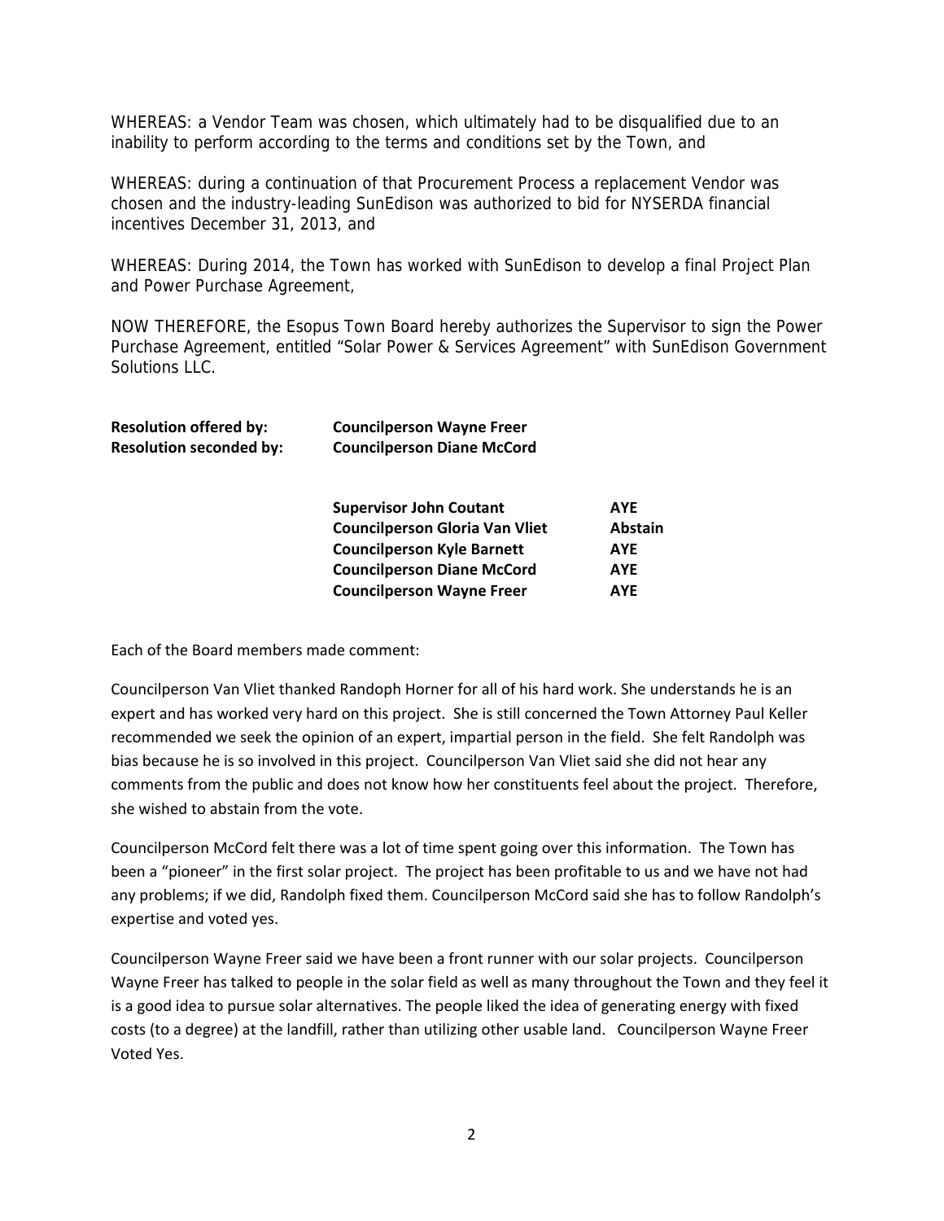WHEREAS: a Vendor Team was chosen, which ultimately had to be disqualified due to an inability to perform according to the terms and conditions set by the Town, and

WHEREAS: during a continuation of that Procurement Process a replacement Vendor was chosen and the industry-leading SunEdison was authorized to bid for NYSERDA financial incentives December 31, 2013, and

WHEREAS: During 2014, the Town has worked with SunEdison to develop a final Project Plan and Power Purchase Agreement,

NOW THEREFORE, the Esopus Town Board hereby authorizes the Supervisor to sign the Power Purchase Agreement, entitled "Solar Power & Services Agreement" with SunEdison Government Solutions LLC.

**Resolution offered by:** **Councilperson Wayne Freer**
**Resolution seconded by:** **Councilperson Diane McCord**

| | |
|---|---|
| **Supervisor John Coutant** | **AYE** |
| **Councilperson Gloria Van Vliet** | **Abstain** |
| **Councilperson Kyle Barnett** | **AYE** |
| **Councilperson Diane McCord** | **AYE** |
| **Councilperson Wayne Freer** | **AYE** |

Each of the Board members made comment:

Councilperson Van Vliet thanked Randoph Horner for all of his hard work. She understands he is an expert and has worked very hard on this project. She is still concerned the Town Attorney Paul Keller recommended we seek the opinion of an expert, impartial person in the field. She felt Randolph was bias because he is so involved in this project. Councilperson Van Vliet said she did not hear any comments from the public and does not know how her constituents feel about the project. Therefore, she wished to abstain from the vote.

Councilperson McCord felt there was a lot of time spent going over this information. The Town has been a "pioneer" in the first solar project. The project has been profitable to us and we have not had any problems; if we did, Randolph fixed them. Councilperson McCord said she has to follow Randolph's expertise and voted yes.

Councilperson Wayne Freer said we have been a front runner with our solar projects. Councilperson Wayne Freer has talked to people in the solar field as well as many throughout the Town and they feel it is a good idea to pursue solar alternatives. The people liked the idea of generating energy with fixed costs (to a degree) at the landfill, rather than utilizing other usable land. Councilperson Wayne Freer Voted Yes.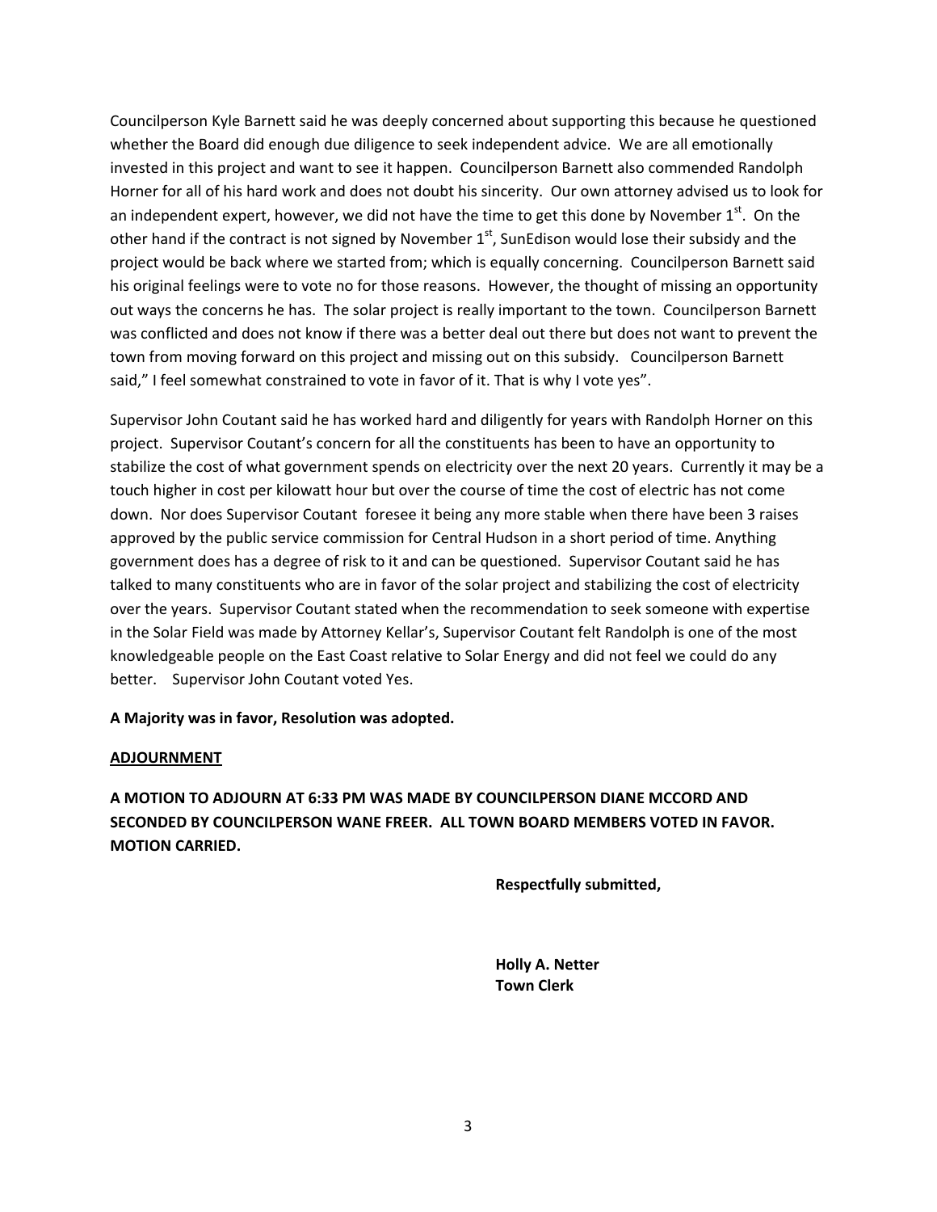Councilperson Kyle Barnett said he was deeply concerned about supporting this because he questioned whether the Board did enough due diligence to seek independent advice. We are all emotionally invested in this project and want to see it happen. Councilperson Barnett also commended Randolph Horner for all of his hard work and does not doubt his sincerity. Our own attorney advised us to look for an independent expert, however, we did not have the time to get this done by November 1st. On the other hand if the contract is not signed by November 1st, SunEdison would lose their subsidy and the project would be back where we started from; which is equally concerning. Councilperson Barnett said his original feelings were to vote no for those reasons. However, the thought of missing an opportunity out ways the concerns he has. The solar project is really important to the town. Councilperson Barnett was conflicted and does not know if there was a better deal out there but does not want to prevent the town from moving forward on this project and missing out on this subsidy. Councilperson Barnett said," I feel somewhat constrained to vote in favor of it. That is why I vote yes".

Supervisor John Coutant said he has worked hard and diligently for years with Randolph Horner on this project. Supervisor Coutant's concern for all the constituents has been to have an opportunity to stabilize the cost of what government spends on electricity over the next 20 years. Currently it may be a touch higher in cost per kilowatt hour but over the course of time the cost of electric has not come down. Nor does Supervisor Coutant foresee it being any more stable when there have been 3 raises approved by the public service commission for Central Hudson in a short period of time. Anything government does has a degree of risk to it and can be questioned. Supervisor Coutant said he has talked to many constituents who are in favor of the solar project and stabilizing the cost of electricity over the years. Supervisor Coutant stated when the recommendation to seek someone with expertise in the Solar Field was made by Attorney Kellar's, Supervisor Coutant felt Randolph is one of the most knowledgeable people on the East Coast relative to Solar Energy and did not feel we could do any better. Supervisor John Coutant voted Yes.

**A Majority was in favor, Resolution was adopted.**

**ADJOURNMENT**

**A MOTION TO ADJOURN AT 6:33 PM WAS MADE BY COUNCILPERSON DIANE MCCORD AND SECONDED BY COUNCILPERSON WANE FREER. ALL TOWN BOARD MEMBERS VOTED IN FAVOR. MOTION CARRIED.**

**Respectfully submitted,**

**Holly A. Netter**
**Town Clerk**